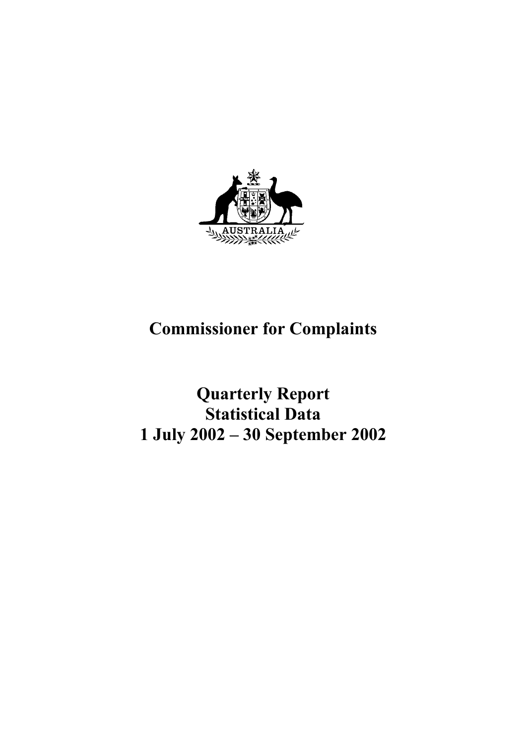# Commissioner for Complaints

## Quarterly Report
## Statistical Data
## 1 July 2002 – 30 September 2002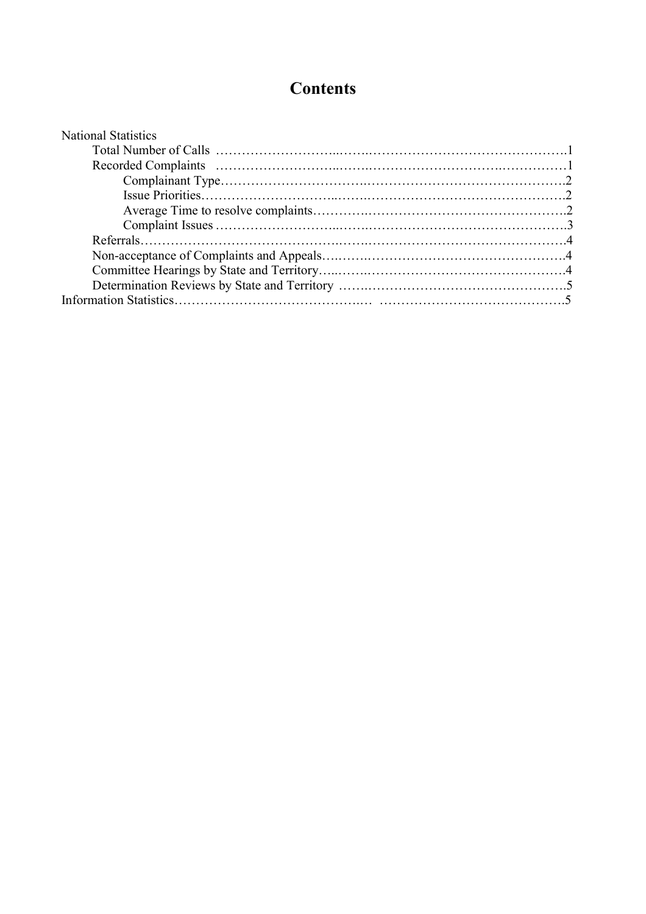# Contents

National Statistics

- Total Number of Calls ……………………………………………………………………………1
- Recorded Complaints ……………………………………………………………………………1
  - Complainant Type……………………………………………………………………………2
  - Issue Priorities………………………………………………………………………………2
  - Average Time to resolve complaints…………………………………………………………2
  - Complaint Issues ……………………………………………………………………………3
- Referrals…………………………………………………………………………………………4
- Non-acceptance of Complaints and Appeals……………………………………………………4
- Committee Hearings by State and Territory………………………………………………………4
- Determination Reviews by State and Territory …………………………………………………5

Information Statistics…………………………………………………………………………………5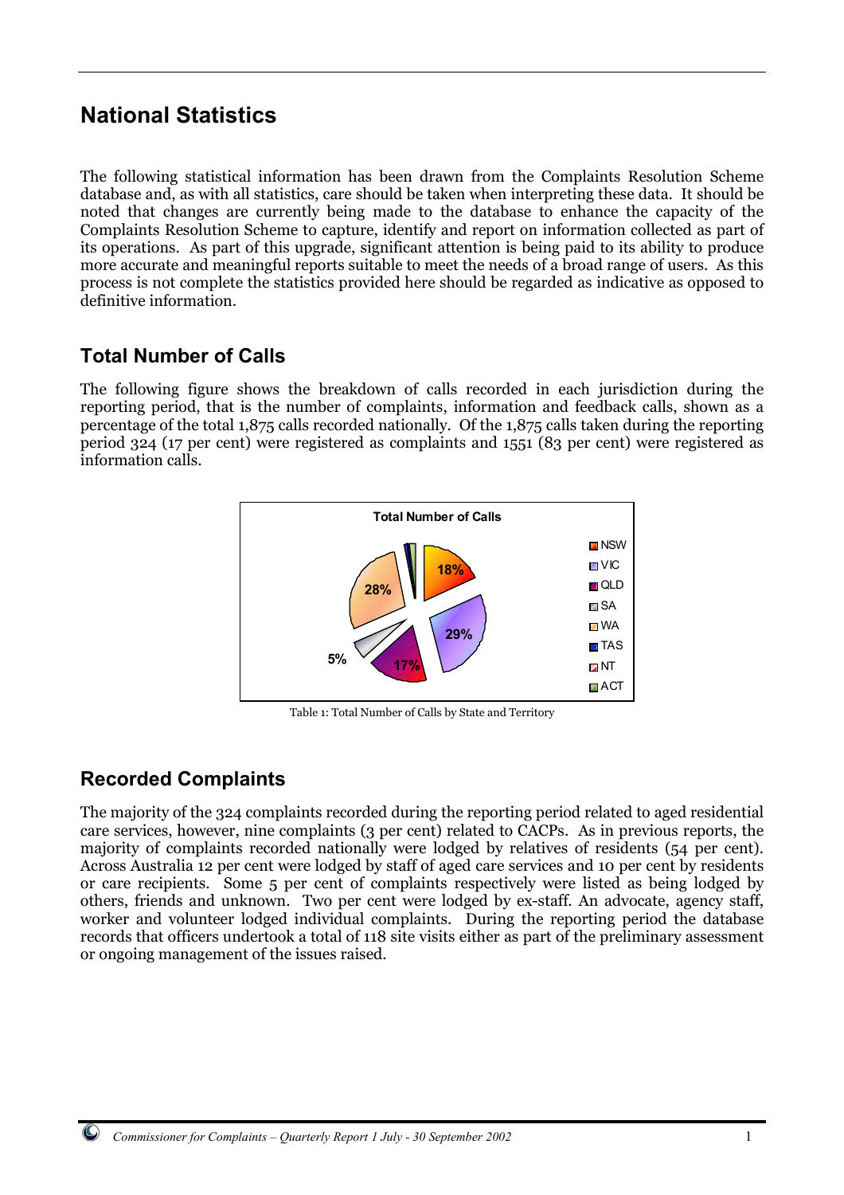# National Statistics

The following statistical information has been drawn from the Complaints Resolution Scheme database and, as with all statistics, care should be taken when interpreting these data. It should be noted that changes are currently being made to the database to enhance the capacity of the Complaints Resolution Scheme to capture, identify and report on information collected as part of its operations. As part of this upgrade, significant attention is being paid to its ability to produce more accurate and meaningful reports suitable to meet the needs of a broad range of users. As this process is not complete the statistics provided here should be regarded as indicative as opposed to definitive information.

## Total Number of Calls

The following figure shows the breakdown of calls recorded in each jurisdiction during the reporting period, that is the number of complaints, information and feedback calls, shown as a percentage of the total 1,875 calls recorded nationally. Of the 1,875 calls taken during the reporting period 324 (17 per cent) were registered as complaints and 1551 (83 per cent) were registered as information calls.

Total Number of Calls

| State/Territory | Percentage |
|---|---|
| NSW | 18% |
| VIC | 29% |
| QLD | 17% |
| SA | 5% |
| WA | 28% |
| TAS | |
| NT | |
| ACT | |

Table 1: Total Number of Calls by State and Territory

## Recorded Complaints

The majority of the 324 complaints recorded during the reporting period related to aged residential care services, however, nine complaints (3 per cent) related to CACPs. As in previous reports, the majority of complaints recorded nationally were lodged by relatives of residents (54 per cent). Across Australia 12 per cent were lodged by staff of aged care services and 10 per cent by residents or care recipients. Some 5 per cent of complaints respectively were listed as being lodged by others, friends and unknown. Two per cent were lodged by ex-staff. An advocate, agency staff, worker and volunteer lodged individual complaints. During the reporting period the database records that officers undertook a total of 118 site visits either as part of the preliminary assessment or ongoing management of the issues raised.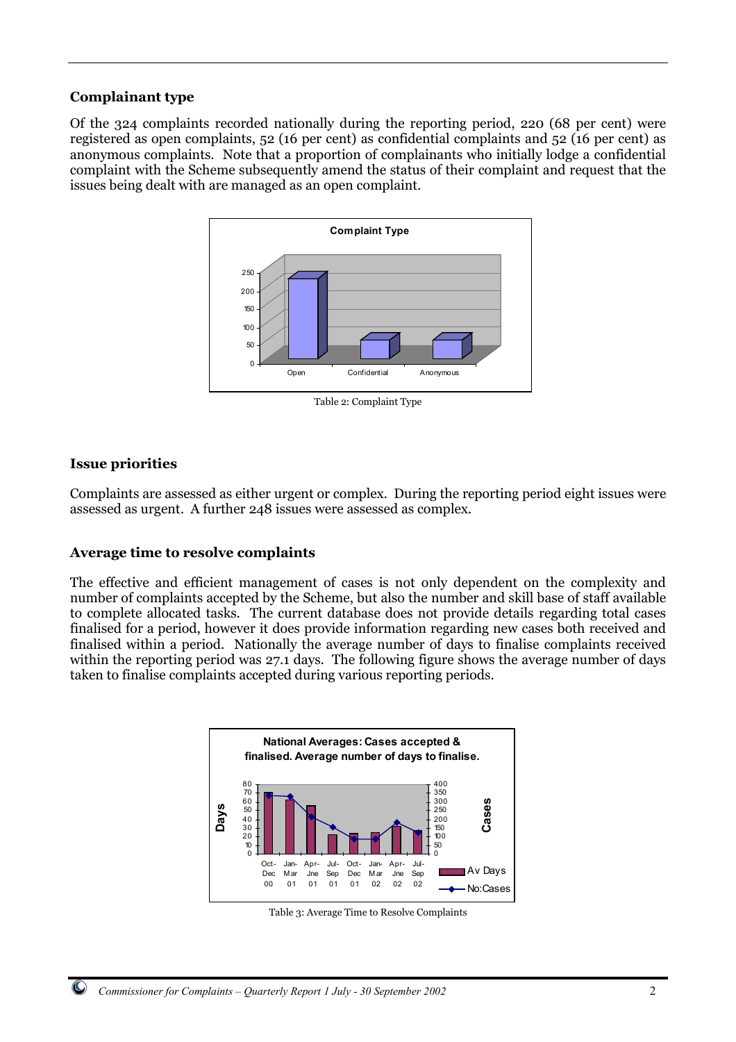### Complainant type

Of the 324 complaints recorded nationally during the reporting period, 220 (68 per cent) were registered as open complaints, 52 (16 per cent) as confidential complaints and 52 (16 per cent) as anonymous complaints. Note that a proportion of complainants who initially lodge a confidential complaint with the Scheme subsequently amend the status of their complaint and request that the issues being dealt with are managed as an open complaint.

Table 2: Complaint Type

### Issue priorities

Complaints are assessed as either urgent or complex. During the reporting period eight issues were assessed as urgent. A further 248 issues were assessed as complex.

### Average time to resolve complaints

The effective and efficient management of cases is not only dependent on the complexity and number of complaints accepted by the Scheme, but also the number and skill base of staff available to complete allocated tasks. The current database does not provide details regarding total cases finalised for a period, however it does provide information regarding new cases both received and finalised within a period. Nationally the average number of days to finalise complaints received within the reporting period was 27.1 days. The following figure shows the average number of days taken to finalise complaints accepted during various reporting periods.

Table 3: Average Time to Resolve Complaints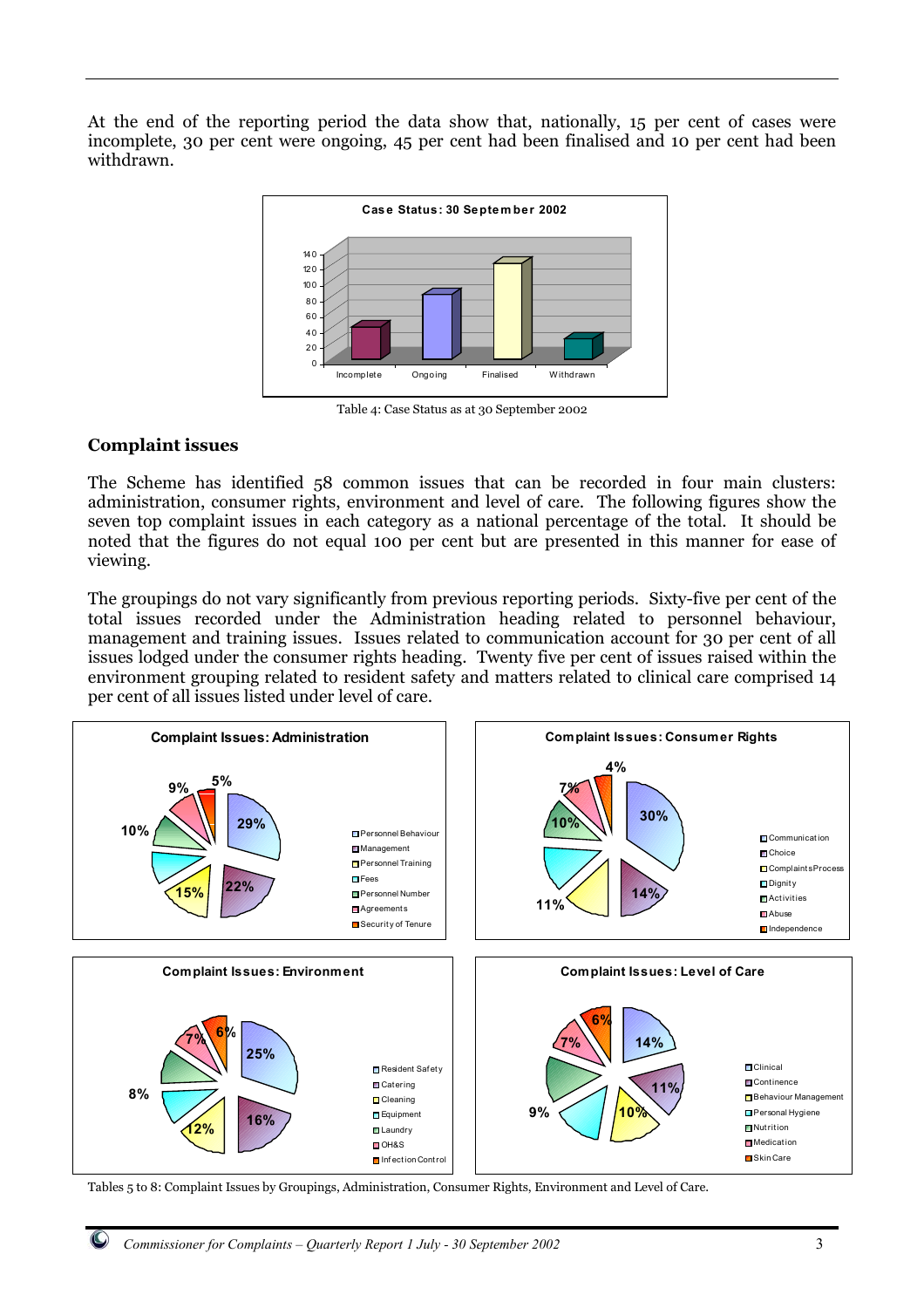At the end of the reporting period the data show that, nationally, 15 per cent of cases were incomplete, 30 per cent were ongoing, 45 per cent had been finalised and 10 per cent had been withdrawn.

Table 4: Case Status as at 30 September 2002

## Complaint issues

The Scheme has identified 58 common issues that can be recorded in four main clusters: administration, consumer rights, environment and level of care. The following figures show the seven top complaint issues in each category as a national percentage of the total. It should be noted that the figures do not equal 100 per cent but are presented in this manner for ease of viewing.

The groupings do not vary significantly from previous reporting periods. Sixty-five per cent of the total issues recorded under the Administration heading related to personnel behaviour, management and training issues. Issues related to communication account for 30 per cent of all issues lodged under the consumer rights heading. Twenty five per cent of issues raised within the environment grouping related to resident safety and matters related to clinical care comprised 14 per cent of all issues listed under level of care.

Tables 5 to 8: Complaint Issues by Groupings, Administration, Consumer Rights, Environment and Level of Care.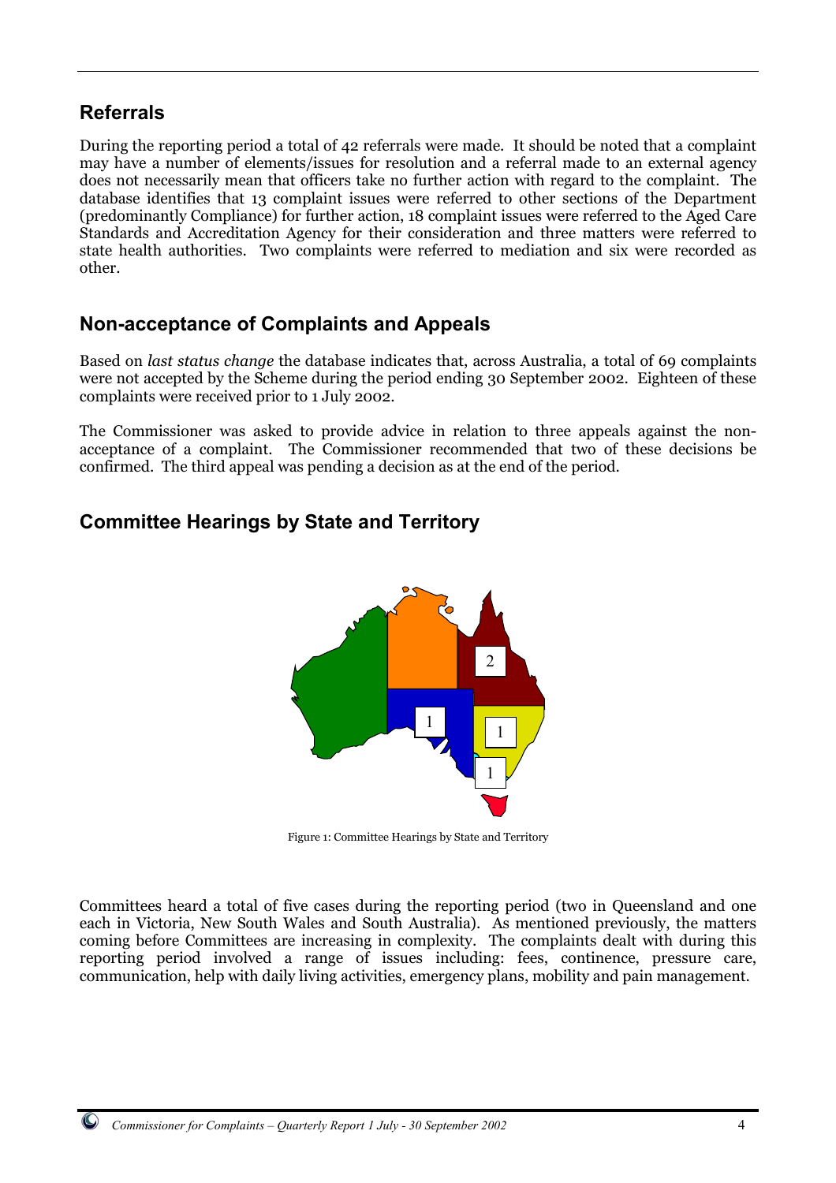## Referrals

During the reporting period a total of 42 referrals were made. It should be noted that a complaint may have a number of elements/issues for resolution and a referral made to an external agency does not necessarily mean that officers take no further action with regard to the complaint. The database identifies that 13 complaint issues were referred to other sections of the Department (predominantly Compliance) for further action, 18 complaint issues were referred to the Aged Care Standards and Accreditation Agency for their consideration and three matters were referred to state health authorities. Two complaints were referred to mediation and six were recorded as other.

## Non-acceptance of Complaints and Appeals

Based on *last status change* the database indicates that, across Australia, a total of 69 complaints were not accepted by the Scheme during the period ending 30 September 2002. Eighteen of these complaints were received prior to 1 July 2002.

The Commissioner was asked to provide advice in relation to three appeals against the non-acceptance of a complaint. The Commissioner recommended that two of these decisions be confirmed. The third appeal was pending a decision as at the end of the period.

## Committee Hearings by State and Territory

Figure 1: Committee Hearings by State and Territory

Committees heard a total of five cases during the reporting period (two in Queensland and one each in Victoria, New South Wales and South Australia). As mentioned previously, the matters coming before Committees are increasing in complexity. The complaints dealt with during this reporting period involved a range of issues including: fees, continence, pressure care, communication, help with daily living activities, emergency plans, mobility and pain management.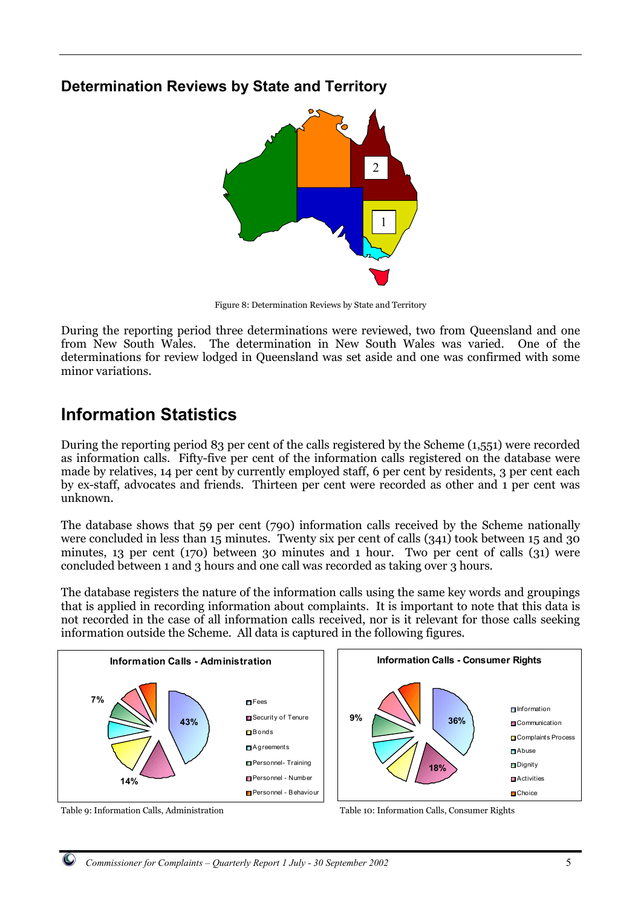## Determination Reviews by State and Territory

Figure 8: Determination Reviews by State and Territory

During the reporting period three determinations were reviewed, two from Queensland and one from New South Wales. The determination in New South Wales was varied. One of the determinations for review lodged in Queensland was set aside and one was confirmed with some minor variations.

# Information Statistics

During the reporting period 83 per cent of the calls registered by the Scheme (1,551) were recorded as information calls. Fifty-five per cent of the information calls registered on the database were made by relatives, 14 per cent by currently employed staff, 6 per cent by residents, 3 per cent each by ex-staff, advocates and friends. Thirteen per cent were recorded as other and 1 per cent was unknown.

The database shows that 59 per cent (790) information calls received by the Scheme nationally were concluded in less than 15 minutes. Twenty six per cent of calls (341) took between 15 and 30 minutes, 13 per cent (170) between 30 minutes and 1 hour. Two per cent of calls (31) were concluded between 1 and 3 hours and one call was recorded as taking over 3 hours.

The database registers the nature of the information calls using the same key words and groupings that is applied in recording information about complaints. It is important to note that this data is not recorded in the case of all information calls received, nor is it relevant for those calls seeking information outside the Scheme. All data is captured in the following figures.

Table 9: Information Calls, Administration

Table 10: Information Calls, Consumer Rights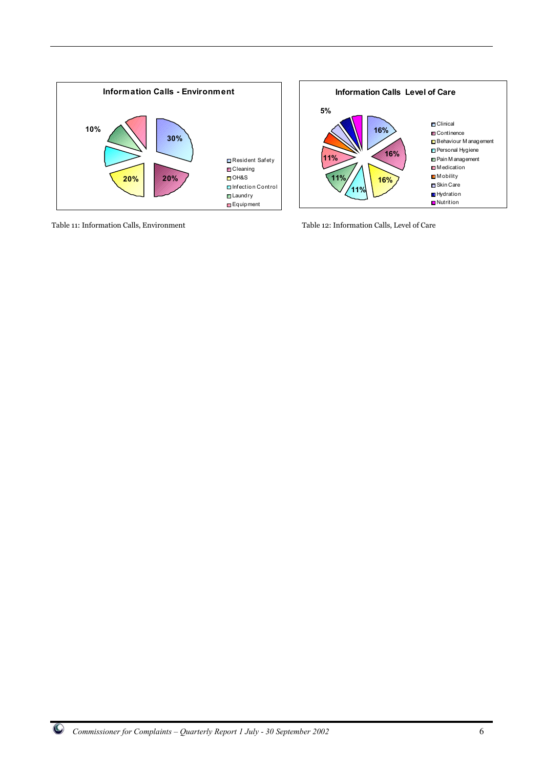**Information Calls - Environment**

10%

30%

20%

20%

Resident Safety
Cleaning
OH&S
Infection Control
Laundry
Equipment

Table 11: Information Calls, Environment

**Information Calls Level of Care**

5%

16%

16%

11%

11%

16%

11%

Clinical
Continence
Behaviour Management
Personal Hygiene
Pain Management
Medication
Mobility
Skin Care
Hydration
Nutrition

Table 12: Information Calls, Level of Care